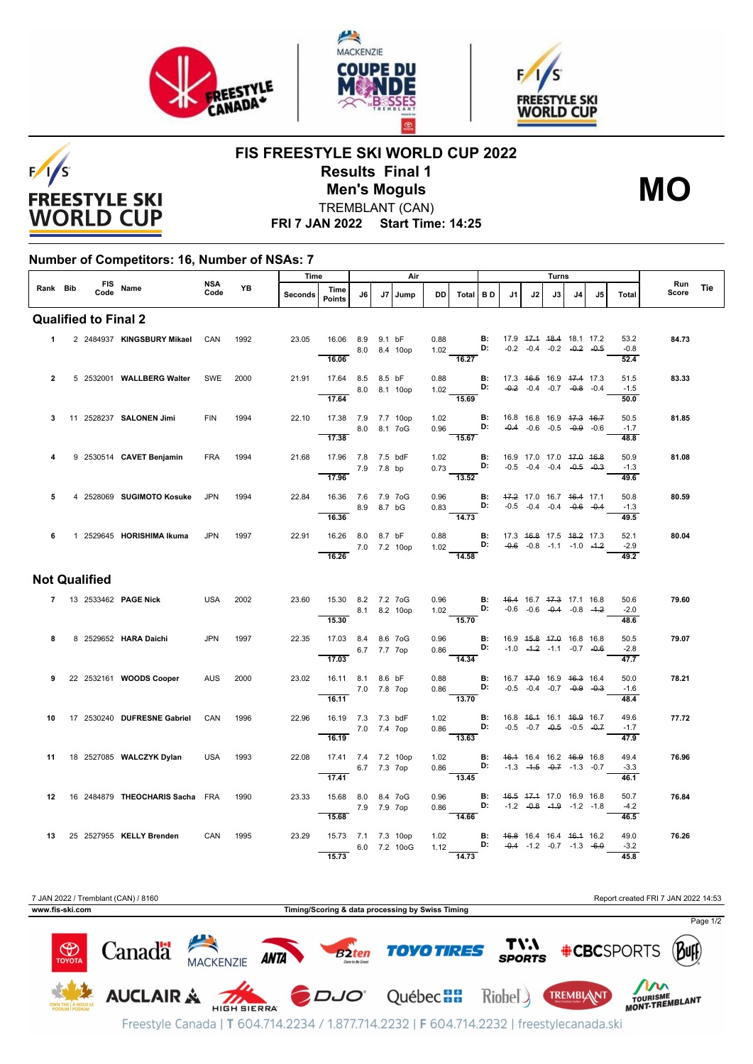# FIS FREESTYLE SKI WORLD CUP 2022

## Results Final 1

## Men's Moguls

**MO**

TREMBLANT (CAN)

**FRI 7 JAN 2022 Start Time: 14:25**

### Number of Competitors: 16, Number of NSAs: 7

| Rank | Bib | FIS Code | Name | NSA Code | YB | Time Seconds | Time Points | J6 | J7 | Jump | DD | Air Total | B D | J1 | J2 | J3 | J4 | J5 | Turns Total | Run Score | Tie |
|---|---|---|---|---|---|---|---|---|---|---|---|---|---|---|---|---|---|---|---|---|---|
| **Qualified to Final 2** | | | | | | | | | | | | | | | | | | | | | |
| 1 | 2 | 2484937 | **KINGSBURY Mikael** | CAN | 1992 | 23.05 | 16.06 | 8.9 | 9.1 | bF | 0.88 | | B: | 17.9 | ~~17.1~~ | ~~18.4~~ | 18.1 | 17.2 | 53.2 | **84.73** | |
| | | | | | | | | 8.0 | 8.4 | 10op | 1.02 | | D: | -0.2 | -0.4 | -0.2 | ~~-0.2~~ | ~~-0.5~~ | -0.8 | | |
| | | | | | | | 16.06 | | | | | 16.27 | | | | | | | 52.4 | | |
| 2 | 5 | 2532001 | **WALLBERG Walter** | SWE | 2000 | 21.91 | 17.64 | 8.5 | 8.5 | bF | 0.88 | | B: | 17.3 | ~~16.5~~ | 16.9 | ~~17.4~~ | 17.3 | 51.5 | **83.33** | |
| | | | | | | | | 8.0 | 8.1 | 10op | 1.02 | | D: | ~~-0.2~~ | -0.4 | -0.7 | ~~-0.8~~ | -0.4 | -1.5 | | |
| | | | | | | | 17.64 | | | | | 15.69 | | | | | | | 50.0 | | |
| 3 | 11 | 2528237 | **SALONEN Jimi** | FIN | 1994 | 22.10 | 17.38 | 7.9 | 7.7 | 10op | 1.02 | | B: | 16.8 | 16.8 | 16.9 | ~~17.3~~ | ~~16.7~~ | 50.5 | **81.85** | |
| | | | | | | | | 8.0 | 8.1 | 7oG | 0.96 | | D: | ~~-0.4~~ | -0.6 | -0.5 | ~~-0.9~~ | -0.6 | -1.7 | | |
| | | | | | | | 17.38 | | | | | 15.67 | | | | | | | 48.8 | | |
| 4 | 9 | 2530514 | **CAVET Benjamin** | FRA | 1994 | 21.68 | 17.96 | 7.8 | 7.5 | bdF | 1.02 | | B: | 16.9 | 17.0 | 17.0 | ~~17.0~~ | ~~16.8~~ | 50.9 | **81.08** | |
| | | | | | | | | 7.9 | 7.8 | bp | 0.73 | | D: | -0.5 | -0.4 | -0.4 | ~~-0.5~~ | ~~-0.3~~ | -1.3 | | |
| | | | | | | | 17.96 | | | | | 13.52 | | | | | | | 49.6 | | |
| 5 | 4 | 2528069 | **SUGIMOTO Kosuke** | JPN | 1994 | 22.84 | 16.36 | 7.6 | 7.9 | 7oG | 0.96 | | B: | ~~17.2~~ | 17.0 | 16.7 | ~~16.4~~ | 17.1 | 50.8 | **80.59** | |
| | | | | | | | | 8.9 | 8.7 | bG | 0.83 | | D: | -0.5 | -0.4 | -0.4 | ~~-0.6~~ | ~~-0.4~~ | -1.3 | | |
| | | | | | | | 16.36 | | | | | 14.73 | | | | | | | 49.5 | | |
| 6 | 1 | 2529645 | **HORISHIMA Ikuma** | JPN | 1997 | 22.91 | 16.26 | 8.0 | 8.7 | bF | 0.88 | | B: | 17.3 | ~~16.8~~ | 17.5 | ~~18.2~~ | 17.3 | 52.1 | **80.04** | |
| | | | | | | | | 7.0 | 7.2 | 10op | 1.02 | | D: | ~~-0.6~~ | -0.8 | -1.1 | -1.0 | ~~-1.2~~ | -2.9 | | |
| | | | | | | | 16.26 | | | | | 14.58 | | | | | | | 49.2 | | |
| **Not Qualified** | | | | | | | | | | | | | | | | | | | | | |
| 7 | 13 | 2533462 | **PAGE Nick** | USA | 2002 | 23.60 | 15.30 | 8.2 | 7.2 | 7oG | 0.96 | | B: | ~~16.4~~ | 16.7 | ~~17.3~~ | 17.1 | 16.8 | 50.6 | **79.60** | |
| | | | | | | | | 8.1 | 8.2 | 10op | 1.02 | | D: | -0.6 | -0.6 | ~~-0.4~~ | -0.8 | ~~-1.2~~ | -2.0 | | |
| | | | | | | | 15.30 | | | | | 15.70 | | | | | | | 48.6 | | |
| 8 | 8 | 2529652 | **HARA Daichi** | JPN | 1997 | 22.35 | 17.03 | 8.4 | 8.6 | 7oG | 0.96 | | B: | 16.9 | ~~15.8~~ | ~~17.0~~ | 16.8 | 16.8 | 50.5 | **79.07** | |
| | | | | | | | | 6.7 | 7.7 | 7op | 0.86 | | D: | -1.0 | ~~-1.2~~ | -1.1 | -0.7 | ~~-0.6~~ | -2.8 | | |
| | | | | | | | 17.03 | | | | | 14.34 | | | | | | | 47.7 | | |
| 9 | 22 | 2532161 | **WOODS Cooper** | AUS | 2000 | 23.02 | 16.11 | 8.1 | 8.6 | bF | 0.88 | | B: | 16.7 | ~~17.0~~ | 16.9 | ~~16.3~~ | 16.4 | 50.0 | **78.21** | |
| | | | | | | | | 7.0 | 7.8 | 7op | 0.86 | | D: | -0.5 | -0.4 | -0.7 | ~~-0.9~~ | ~~-0.3~~ | -1.6 | | |
| | | | | | | | 16.11 | | | | | 13.70 | | | | | | | 48.4 | | |
| 10 | 17 | 2530240 | **DUFRESNE Gabriel** | CAN | 1996 | 22.96 | 16.19 | 7.3 | 7.3 | bdF | 1.02 | | B: | 16.8 | ~~16.1~~ | 16.1 | ~~16.9~~ | 16.7 | 49.6 | **77.72** | |
| | | | | | | | | 7.0 | 7.4 | 7op | 0.86 | | D: | -0.5 | -0.7 | ~~-0.5~~ | -0.5 | ~~-0.7~~ | -1.7 | | |
| | | | | | | | 16.19 | | | | | 13.63 | | | | | | | 47.9 | | |
| 11 | 18 | 2527085 | **WALCZYK Dylan** | USA | 1993 | 22.08 | 17.41 | 7.4 | 7.2 | 10op | 1.02 | | B: | ~~16.1~~ | 16.4 | 16.2 | ~~16.9~~ | 16.8 | 49.4 | **76.96** | |
| | | | | | | | | 6.7 | 7.3 | 7op | 0.86 | | D: | -1.3 | ~~-1.5~~ | ~~-0.7~~ | -1.3 | -0.7 | -3.3 | | |
| | | | | | | | 17.41 | | | | | 13.45 | | | | | | | 46.1 | | |
| 12 | 16 | 2484879 | **THEOCHARIS Sacha** | FRA | 1990 | 23.33 | 15.68 | 8.0 | 8.4 | 7oG | 0.96 | | B: | ~~16.5~~ | ~~17.1~~ | 17.0 | 16.9 | 16.8 | 50.7 | **76.84** | |
| | | | | | | | | 7.9 | 7.9 | 7op | 0.86 | | D: | -1.2 | ~~-0.8~~ | ~~-1.9~~ | -1.2 | -1.8 | -4.2 | | |
| | | | | | | | 15.68 | | | | | 14.66 | | | | | | | 46.5 | | |
| 13 | 25 | 2527955 | **KELLY Brenden** | CAN | 1995 | 23.29 | 15.73 | 7.1 | 7.3 | 10op | 1.02 | | B: | ~~16.8~~ | 16.4 | 16.4 | ~~16.1~~ | 16.2 | 49.0 | **76.26** | |
| | | | | | | | | 6.0 | 7.2 | 10oG | 1.12 | | D: | ~~-0.4~~ | -1.2 | -0.7 | -1.3 | ~~-6.0~~ | -3.2 | | |
| | | | | | | | 15.73 | | | | | 14.73 | | | | | | | 45.8 | | |

7 JAN 2022 / Tremblant (CAN) / 8160 — Report created FRI 7 JAN 2022 14:53

www.fis-ski.com — Timing/Scoring & data processing by Swiss Timing

Freestyle Canada | T 604.714.2234 / 1.877.714.2232 | F 604.714.2232 | freestylecanada.ski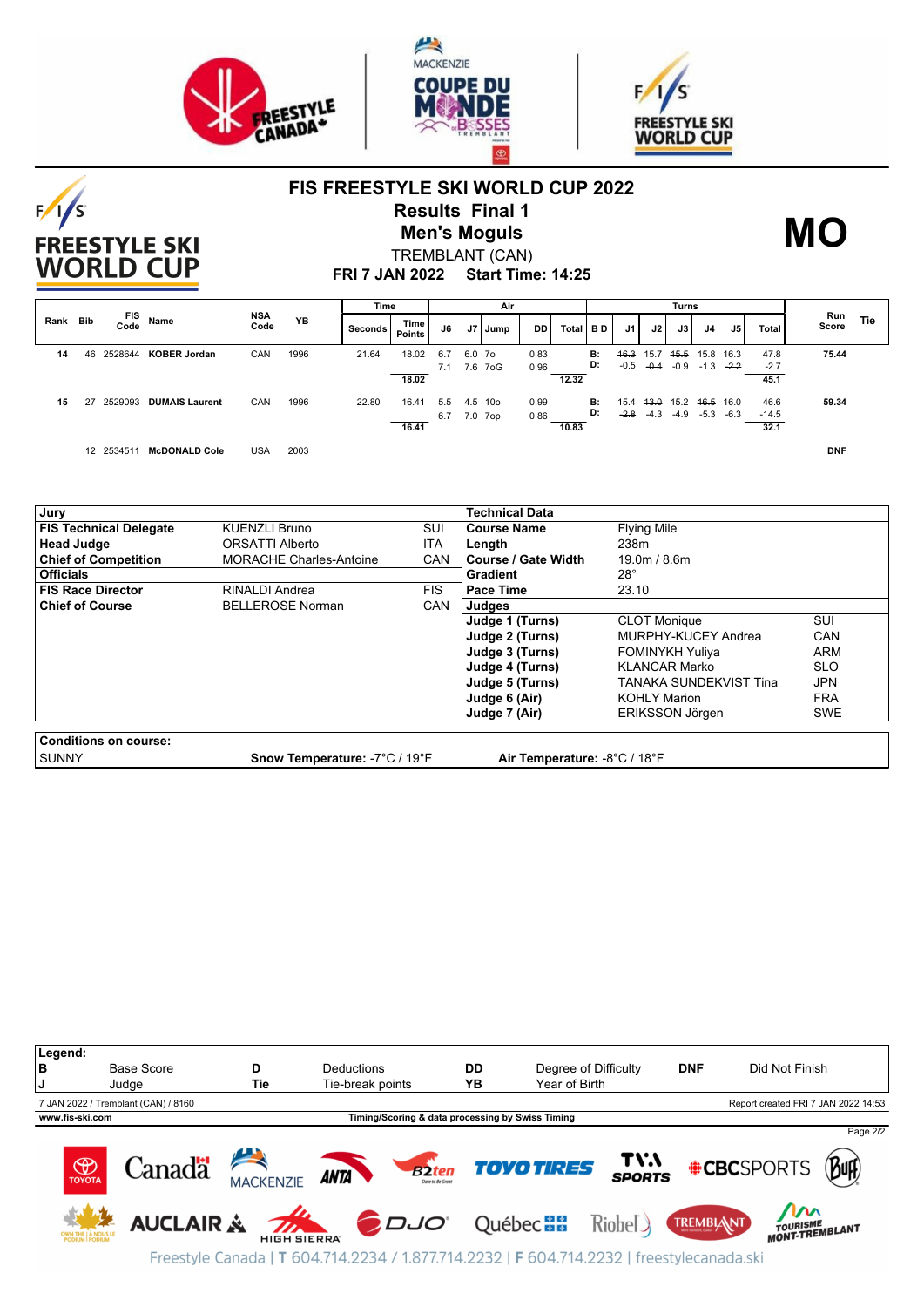# FIS FREESTYLE SKI WORLD CUP 2022

## Results Final 1

## Men's Moguls

TREMBLANT (CAN)

**FRI 7 JAN 2022 Start Time: 14:25**

**MO**

| Rank | Bib | FIS Code | Name | NSA Code | YB | Time Seconds | Time Points | J6 | J7 | Jump | DD | Air Total | B D | J1 | J2 | J3 | J4 | J5 | Turns Total | Run Score | Tie |
|---|---|---|---|---|---|---|---|---|---|---|---|---|---|---|---|---|---|---|---|---|---|
| 14 | 46 | 2528644 | KOBER Jordan | CAN | 1996 | 21.64 | 18.02 | 6.7 | 6.0 | 7o | 0.83 | | B: | ~~16.3~~ | 15.7 | ~~15.5~~ | 15.8 | 16.3 | 47.8 | 75.44 | |
| | | | | | | | | 7.1 | 7.6 | 7oG | 0.96 | | D: | -0.5 | ~~-0.4~~ | -0.9 | -1.3 | ~~-2.2~~ | -2.7 | | |
| | | | | | | | 18.02 | | | | | 12.32 | | | | | | | 45.1 | | |
| 15 | 27 | 2529093 | DUMAIS Laurent | CAN | 1996 | 22.80 | 16.41 | 5.5 | 4.5 | 10o | 0.99 | | B: | 15.4 | ~~13.0~~ | 15.2 | ~~16.5~~ | 16.0 | 46.6 | 59.34 | |
| | | | | | | | | 6.7 | 7.0 | 7op | 0.86 | | D: | ~~-2.8~~ | -4.3 | -4.9 | -5.3 | ~~-6.3~~ | -14.5 | | |
| | | | | | | | 16.41 | | | | | 10.83 | | | | | | | 32.1 | | |
| | 12 | 2534511 | McDONALD Cole | USA | 2003 | | | | | | | | | | | | | | | DNF | |

| Jury | | |
|---|---|---|
| **FIS Technical Delegate** | KUENZLI Bruno | SUI |
| **Head Judge** | ORSATTI Alberto | ITA |
| **Chief of Competition** | MORACHE Charles-Antoine | CAN |
| **Officials** | | |
| **FIS Race Director** | RINALDI Andrea | FIS |
| **Chief of Course** | BELLEROSE Norman | CAN |

| Technical Data | | |
|---|---|---|
| **Course Name** | Flying Mile | |
| **Length** | 238m | |
| **Course / Gate Width** | 19.0m / 8.6m | |
| **Gradient** | 28° | |
| **Pace Time** | 23.10 | |
| **Judges** | | |
| **Judge 1 (Turns)** | CLOT Monique | SUI |
| **Judge 2 (Turns)** | MURPHY-KUCEY Andrea | CAN |
| **Judge 3 (Turns)** | FOMINYKH Yuliya | ARM |
| **Judge 4 (Turns)** | KLANCAR Marko | SLO |
| **Judge 5 (Turns)** | TANAKA SUNDEKVIST Tina | JPN |
| **Judge 6 (Air)** | KOHLY Marion | FRA |
| **Judge 7 (Air)** | ERIKSSON Jörgen | SWE |

**Conditions on course:**

SUNNY — **Snow Temperature:** -7°C / 19°F — **Air Temperature:** -8°C / 18°F

**Legend:**

| | | | | | | | |
|---|---|---|---|---|---|---|---|
| **B** | Base Score | **D** | Deductions | **DD** | Degree of Difficulty | **DNF** | Did Not Finish |
| **J** | Judge | **Tie** | Tie-break points | **YB** | Year of Birth | | |

7 JAN 2022 / Tremblant (CAN) / 8160 — Report created FRI 7 JAN 2022 14:53

www.fis-ski.com — Timing/Scoring & data processing by Swiss Timing

Freestyle Canada | T 604.714.2234 / 1.877.714.2232 | F 604.714.2232 | freestylecanada.ski